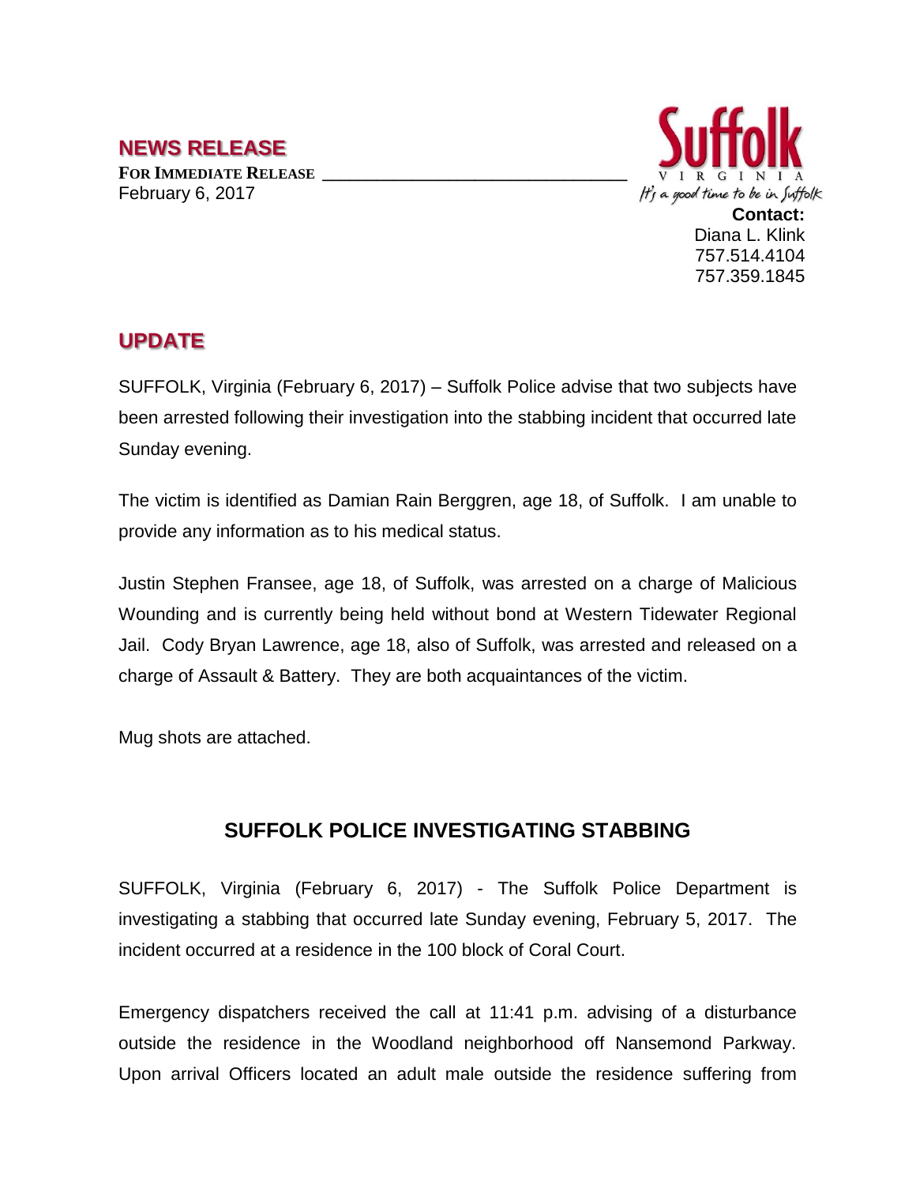## NEWS RELEASE

**FOR IMMEDIATE RELEASE**
February 6, 2017

Suffolk
VIRGINIA
It's a good time to be in Suffolk

**Contact:**
Diana L. Klink
757.514.4104
757.359.1845

## UPDATE

SUFFOLK, Virginia (February 6, 2017) – Suffolk Police advise that two subjects have been arrested following their investigation into the stabbing incident that occurred late Sunday evening.

The victim is identified as Damian Rain Berggren, age 18, of Suffolk. I am unable to provide any information as to his medical status.

Justin Stephen Fransee, age 18, of Suffolk, was arrested on a charge of Malicious Wounding and is currently being held without bond at Western Tidewater Regional Jail. Cody Bryan Lawrence, age 18, also of Suffolk, was arrested and released on a charge of Assault & Battery. They are both acquaintances of the victim.

Mug shots are attached.

## SUFFOLK POLICE INVESTIGATING STABBING

SUFFOLK, Virginia (February 6, 2017) - The Suffolk Police Department is investigating a stabbing that occurred late Sunday evening, February 5, 2017. The incident occurred at a residence in the 100 block of Coral Court.

Emergency dispatchers received the call at 11:41 p.m. advising of a disturbance outside the residence in the Woodland neighborhood off Nansemond Parkway. Upon arrival Officers located an adult male outside the residence suffering from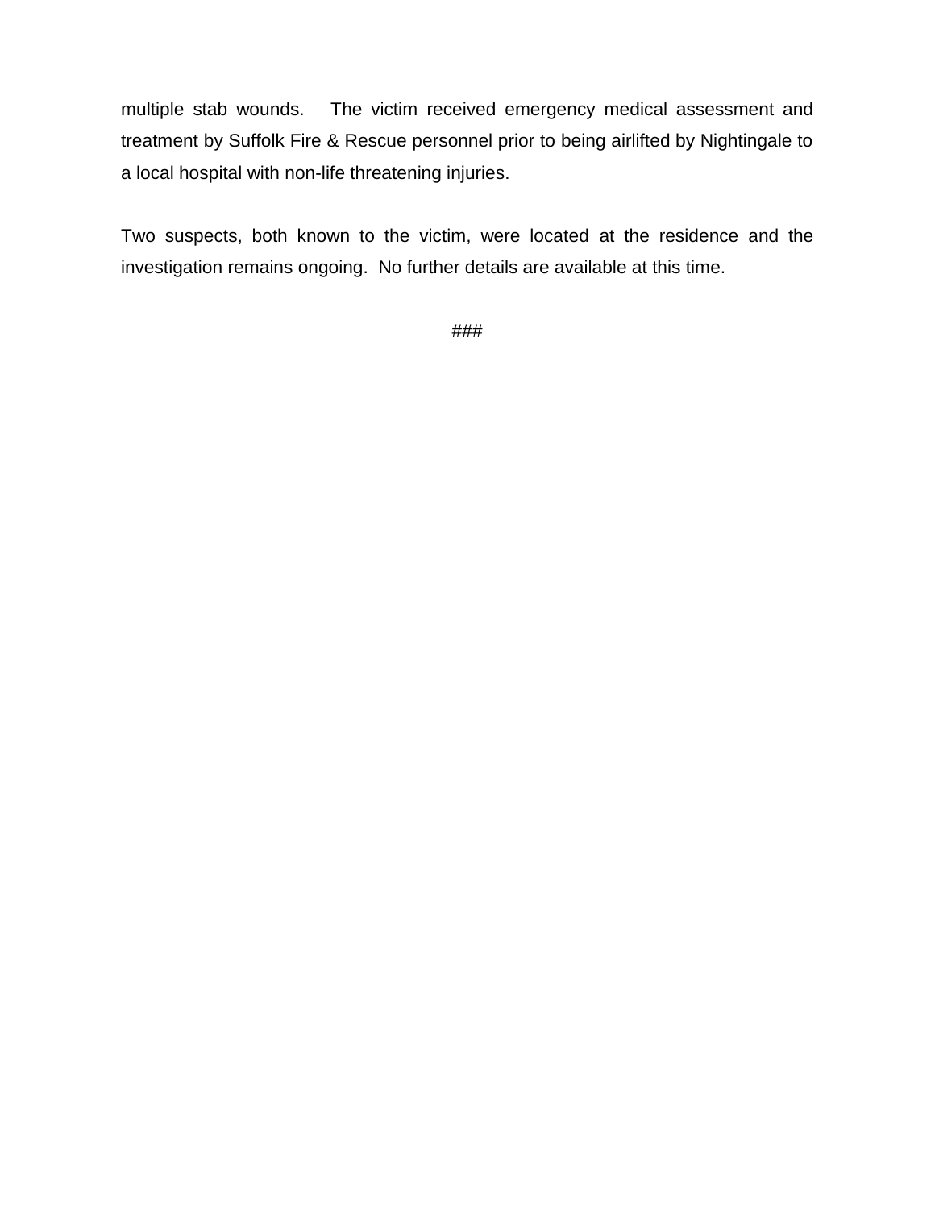multiple stab wounds. The victim received emergency medical assessment and treatment by Suffolk Fire & Rescue personnel prior to being airlifted by Nightingale to a local hospital with non-life threatening injuries.

Two suspects, both known to the victim, were located at the residence and the investigation remains ongoing. No further details are available at this time.

###